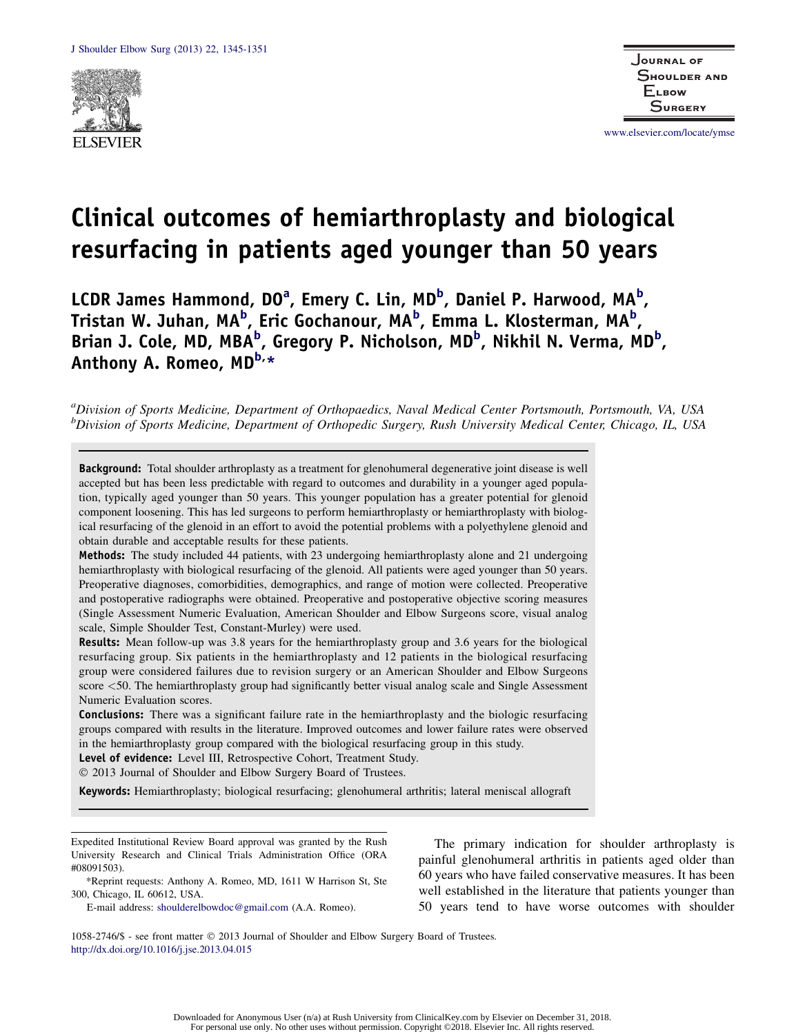# Clinical outcomes of hemiarthroplasty and biological resurfacing in patients aged younger than 50 years

**LCDR James Hammond, DO[a], Emery C. Lin, MD[b], Daniel P. Harwood, MA[b], Tristan W. Juhan, MA[b], Eric Gochanour, MA[b], Emma L. Klosterman, MA[b], Brian J. Cole, MD, MBA[b], Gregory P. Nicholson, MD[b], Nikhil N. Verma, MD[b], Anthony A. Romeo, MD[b,*]**

[a]*Division of Sports Medicine, Department of Orthopaedics, Naval Medical Center Portsmouth, Portsmouth, VA, USA*
[b]*Division of Sports Medicine, Department of Orthopedic Surgery, Rush University Medical Center, Chicago, IL, USA*

**Background:** Total shoulder arthroplasty as a treatment for glenohumeral degenerative joint disease is well accepted but has been less predictable with regard to outcomes and durability in a younger aged population, typically aged younger than 50 years. This younger population has a greater potential for glenoid component loosening. This has led surgeons to perform hemiarthroplasty or hemiarthroplasty with biological resurfacing of the glenoid in an effort to avoid the potential problems with a polyethylene glenoid and obtain durable and acceptable results for these patients.

**Methods:** The study included 44 patients, with 23 undergoing hemiarthroplasty alone and 21 undergoing hemiarthroplasty with biological resurfacing of the glenoid. All patients were aged younger than 50 years. Preoperative diagnoses, comorbidities, demographics, and range of motion were collected. Preoperative and postoperative radiographs were obtained. Preoperative and postoperative objective scoring measures (Single Assessment Numeric Evaluation, American Shoulder and Elbow Surgeons score, visual analog scale, Simple Shoulder Test, Constant-Murley) were used.

**Results:** Mean follow-up was 3.8 years for the hemiarthroplasty group and 3.6 years for the biological resurfacing group. Six patients in the hemiarthroplasty and 12 patients in the biological resurfacing group were considered failures due to revision surgery or an American Shoulder and Elbow Surgeons score <50. The hemiarthroplasty group had significantly better visual analog scale and Single Assessment Numeric Evaluation scores.

**Conclusions:** There was a significant failure rate in the hemiarthroplasty and the biologic resurfacing groups compared with results in the literature. Improved outcomes and lower failure rates were observed in the hemiarthroplasty group compared with the biological resurfacing group in this study.

**Level of evidence:** Level III, Retrospective Cohort, Treatment Study.

© 2013 Journal of Shoulder and Elbow Surgery Board of Trustees.

**Keywords:** Hemiarthroplasty; biological resurfacing; glenohumeral arthritis; lateral meniscal allograft

Expedited Institutional Review Board approval was granted by the Rush University Research and Clinical Trials Administration Office (ORA #08091503).

*Reprint requests: Anthony A. Romeo, MD, 1611 W Harrison St, Ste 300, Chicago, IL 60612, USA.

E-mail address: shoulderelbowdoc@gmail.com (A.A. Romeo).

The primary indication for shoulder arthroplasty is painful glenohumeral arthritis in patients aged older than 60 years who have failed conservative measures. It has been well established in the literature that patients younger than 50 years tend to have worse outcomes with shoulder

1058-2746/$ - see front matter © 2013 Journal of Shoulder and Elbow Surgery Board of Trustees.
http://dx.doi.org/10.1016/j.jse.2013.04.015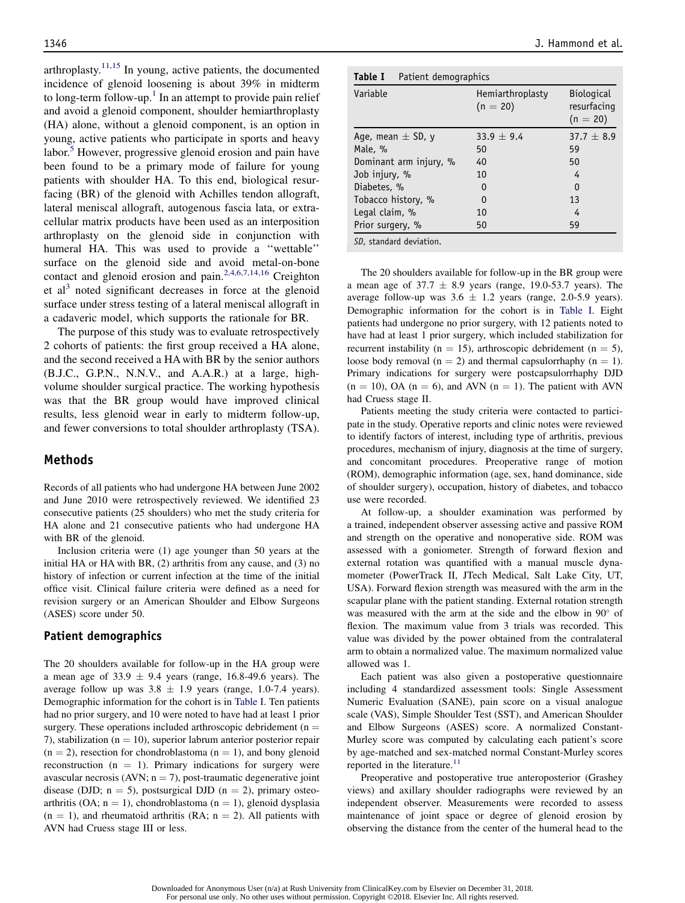arthroplasty.[11,15] In young, active patients, the documented incidence of glenoid loosening is about 39% in midterm to long-term follow-up.[1] In an attempt to provide pain relief and avoid a glenoid component, shoulder hemiarthroplasty (HA) alone, without a glenoid component, is an option in young, active patients who participate in sports and heavy labor.[5] However, progressive glenoid erosion and pain have been found to be a primary mode of failure for young patients with shoulder HA. To this end, biological resurfacing (BR) of the glenoid with Achilles tendon allograft, lateral meniscal allograft, autogenous fascia lata, or extracellular matrix products have been used as an interposition arthroplasty on the glenoid side in conjunction with humeral HA. This was used to provide a ''wettable'' surface on the glenoid side and avoid metal-on-bone contact and glenoid erosion and pain.[2,4,6,7,14,16] Creighton et al[3] noted significant decreases in force at the glenoid surface under stress testing of a lateral meniscal allograft in a cadaveric model, which supports the rationale for BR.

The purpose of this study was to evaluate retrospectively 2 cohorts of patients: the first group received a HA alone, and the second received a HA with BR by the senior authors (B.J.C., G.P.N., N.N.V., and A.A.R.) at a large, high-volume shoulder surgical practice. The working hypothesis was that the BR group would have improved clinical results, less glenoid wear in early to midterm follow-up, and fewer conversions to total shoulder arthroplasty (TSA).

## Methods

Records of all patients who had undergone HA between June 2002 and June 2010 were retrospectively reviewed. We identified 23 consecutive patients (25 shoulders) who met the study criteria for HA alone and 21 consecutive patients who had undergone HA with BR of the glenoid.

Inclusion criteria were (1) age younger than 50 years at the initial HA or HA with BR, (2) arthritis from any cause, and (3) no history of infection or current infection at the time of the initial office visit. Clinical failure criteria were defined as a need for revision surgery or an American Shoulder and Elbow Surgeons (ASES) score under 50.

### Patient demographics

The 20 shoulders available for follow-up in the HA group were a mean age of 33.9 ± 9.4 years (range, 16.8-49.6 years). The average follow up was 3.8 ± 1.9 years (range, 1.0-7.4 years). Demographic information for the cohort is in Table I. Ten patients had no prior surgery, and 10 were noted to have had at least 1 prior surgery. These operations included arthroscopic debridement (n = 7), stabilization (n = 10), superior labrum anterior posterior repair (n = 2), resection for chondroblastoma (n = 1), and bony glenoid reconstruction (n = 1). Primary indications for surgery were avascular necrosis (AVN; n = 7), post-traumatic degenerative joint disease (DJD; n = 5), postsurgical DJD (n = 2), primary osteoarthritis (OA; n = 1), chondroblastoma (n = 1), glenoid dysplasia (n = 1), and rheumatoid arthritis (RA; n = 2). All patients with AVN had Cruess stage III or less.

**Table I** Patient demographics

| Variable | Hemiarthroplasty (n = 20) | Biological resurfacing (n = 20) |
|---|---|---|
| Age, mean ± SD, y | 33.9 ± 9.4 | 37.7 ± 8.9 |
| Male, % | 50 | 59 |
| Dominant arm injury, % | 40 | 50 |
| Job injury, % | 10 | 4 |
| Diabetes, % | 0 | 0 |
| Tobacco history, % | 0 | 13 |
| Legal claim, % | 10 | 4 |
| Prior surgery, % | 50 | 59 |

*SD*, standard deviation.

The 20 shoulders available for follow-up in the BR group were a mean age of 37.7 ± 8.9 years (range, 19.0-53.7 years). The average follow-up was 3.6 ± 1.2 years (range, 2.0-5.9 years). Demographic information for the cohort is in Table I. Eight patients had undergone no prior surgery, with 12 patients noted to have had at least 1 prior surgery, which included stabilization for recurrent instability (n = 15), arthroscopic debridement (n = 5), loose body removal (n = 2) and thermal capsulorrhaphy (n = 1). Primary indications for surgery were postcapsulorrhaphy DJD (n = 10), OA (n = 6), and AVN (n = 1). The patient with AVN had Cruess stage II.

Patients meeting the study criteria were contacted to participate in the study. Operative reports and clinic notes were reviewed to identify factors of interest, including type of arthritis, previous procedures, mechanism of injury, diagnosis at the time of surgery, and concomitant procedures. Preoperative range of motion (ROM), demographic information (age, sex, hand dominance, side of shoulder surgery), occupation, history of diabetes, and tobacco use were recorded.

At follow-up, a shoulder examination was performed by a trained, independent observer assessing active and passive ROM and strength on the operative and nonoperative side. ROM was assessed with a goniometer. Strength of forward flexion and external rotation was quantified with a manual muscle dynamometer (PowerTrack II, JTech Medical, Salt Lake City, UT, USA). Forward flexion strength was measured with the arm in the scapular plane with the patient standing. External rotation strength was measured with the arm at the side and the elbow in 90° of flexion. The maximum value from 3 trials was recorded. This value was divided by the power obtained from the contralateral arm to obtain a normalized value. The maximum normalized value allowed was 1.

Each patient was also given a postoperative questionnaire including 4 standardized assessment tools: Single Assessment Numeric Evaluation (SANE), pain score on a visual analogue scale (VAS), Simple Shoulder Test (SST), and American Shoulder and Elbow Surgeons (ASES) score. A normalized Constant-Murley score was computed by calculating each patient's score by age-matched and sex-matched normal Constant-Murley scores reported in the literature.[11]

Preoperative and postoperative true anteroposterior (Grashey views) and axillary shoulder radiographs were reviewed by an independent observer. Measurements were recorded to assess maintenance of joint space or degree of glenoid erosion by observing the distance from the center of the humeral head to the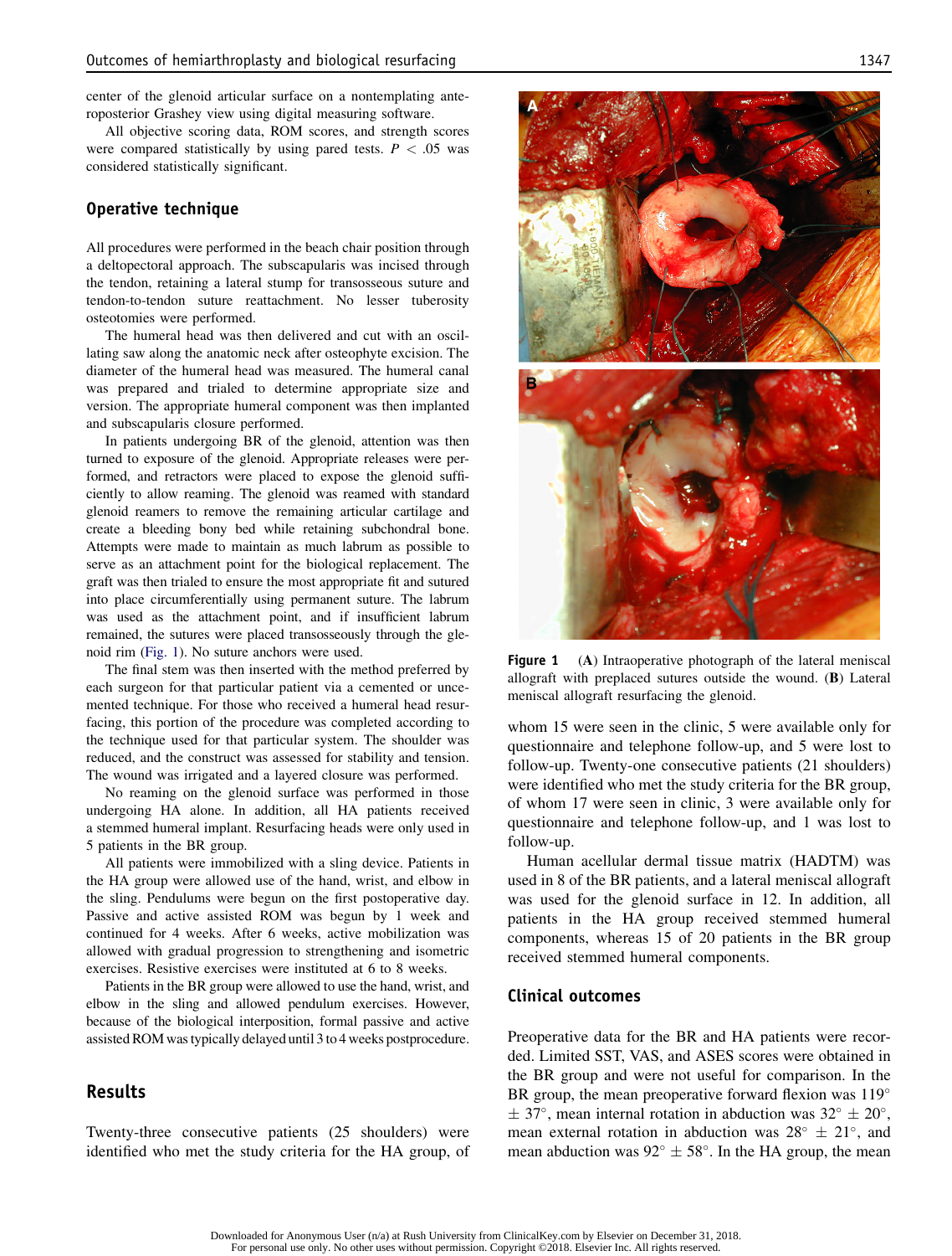center of the glenoid articular surface on a nontemplating anteroposterior Grashey view using digital measuring software.

All objective scoring data, ROM scores, and strength scores were compared statistically by using pared tests. $P < .05$ was considered statistically significant.

## Operative technique

All procedures were performed in the beach chair position through a deltopectoral approach. The subscapularis was incised through the tendon, retaining a lateral stump for transosseous suture and tendon-to-tendon suture reattachment. No lesser tuberosity osteotomies were performed.

The humeral head was then delivered and cut with an oscillating saw along the anatomic neck after osteophyte excision. The diameter of the humeral head was measured. The humeral canal was prepared and trialed to determine appropriate size and version. The appropriate humeral component was then implanted and subscapularis closure performed.

In patients undergoing BR of the glenoid, attention was then turned to exposure of the glenoid. Appropriate releases were performed, and retractors were placed to expose the glenoid sufficiently to allow reaming. The glenoid was reamed with standard glenoid reamers to remove the remaining articular cartilage and create a bleeding bony bed while retaining subchondral bone. Attempts were made to maintain as much labrum as possible to serve as an attachment point for the biological replacement. The graft was then trialed to ensure the most appropriate fit and sutured into place circumferentially using permanent suture. The labrum was used as the attachment point, and if insufficient labrum remained, the sutures were placed transosseously through the glenoid rim (Fig. 1). No suture anchors were used.

The final stem was then inserted with the method preferred by each surgeon for that particular patient via a cemented or uncemented technique. For those who received a humeral head resurfacing, this portion of the procedure was completed according to the technique used for that particular system. The shoulder was reduced, and the construct was assessed for stability and tension. The wound was irrigated and a layered closure was performed.

No reaming on the glenoid surface was performed in those undergoing HA alone. In addition, all HA patients received a stemmed humeral implant. Resurfacing heads were only used in 5 patients in the BR group.

All patients were immobilized with a sling device. Patients in the HA group were allowed use of the hand, wrist, and elbow in the sling. Pendulums were begun on the first postoperative day. Passive and active assisted ROM was begun by 1 week and continued for 4 weeks. After 6 weeks, active mobilization was allowed with gradual progression to strengthening and isometric exercises. Resistive exercises were instituted at 6 to 8 weeks.

Patients in the BR group were allowed to use the hand, wrist, and elbow in the sling and allowed pendulum exercises. However, because of the biological interposition, formal passive and active assisted ROM was typically delayed until 3 to 4 weeks postprocedure.

## Results

Twenty-three consecutive patients (25 shoulders) were identified who met the study criteria for the HA group, of whom 15 were seen in the clinic, 5 were available only for questionnaire and telephone follow-up, and 5 were lost to follow-up. Twenty-one consecutive patients (21 shoulders) were identified who met the study criteria for the BR group, of whom 17 were seen in clinic, 3 were available only for questionnaire and telephone follow-up, and 1 was lost to follow-up.

**Figure 1** (**A**) Intraoperative photograph of the lateral meniscal allograft with preplaced sutures outside the wound. (**B**) Lateral meniscal allograft resurfacing the glenoid.

Human acellular dermal tissue matrix (HADTM) was used in 8 of the BR patients, and a lateral meniscal allograft was used for the glenoid surface in 12. In addition, all patients in the HA group received stemmed humeral components, whereas 15 of 20 patients in the BR group received stemmed humeral components.

## Clinical outcomes

Preoperative data for the BR and HA patients were recorded. Limited SST, VAS, and ASES scores were obtained in the BR group and were not useful for comparison. In the BR group, the mean preoperative forward flexion was 119° ± 37°, mean internal rotation in abduction was 32° ± 20°, mean external rotation in abduction was 28° ± 21°, and mean abduction was 92° ± 58°. In the HA group, the mean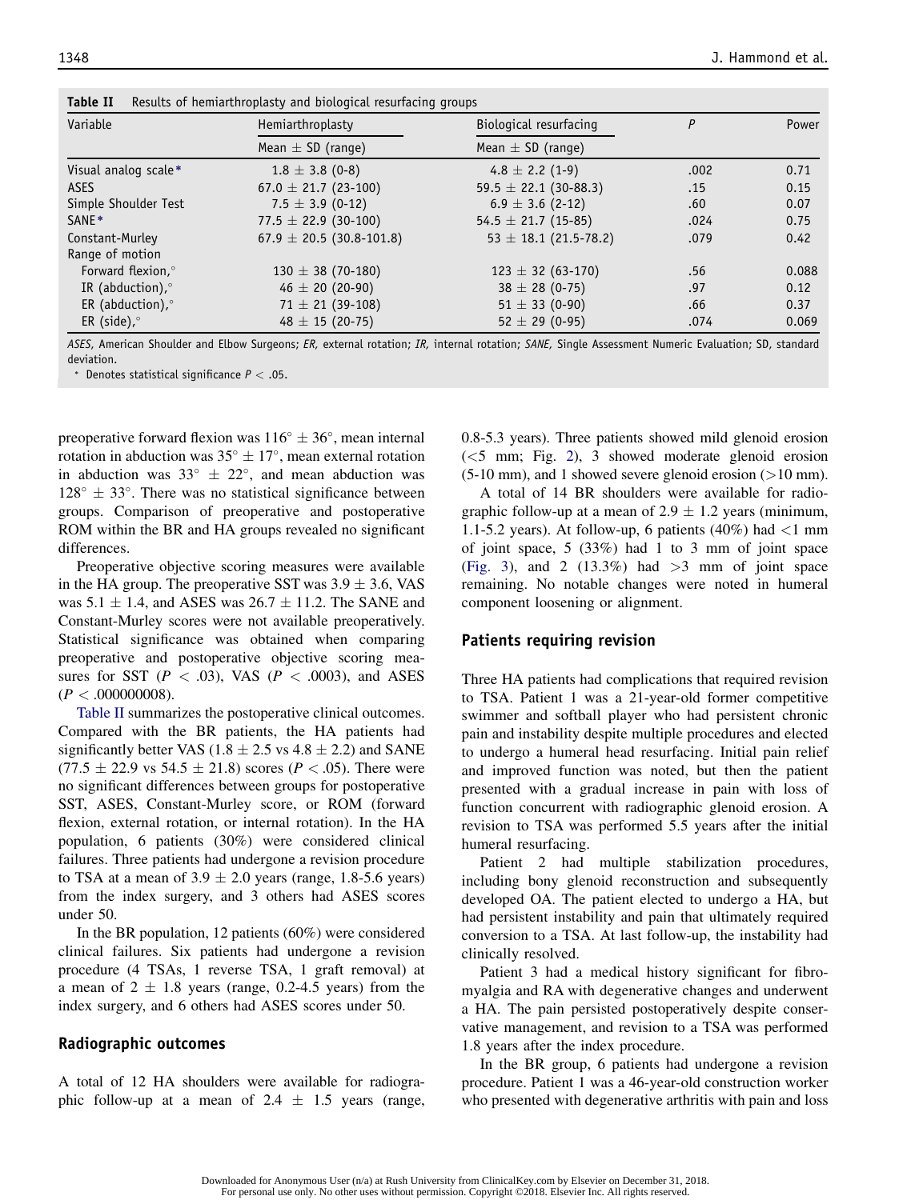**Table II** Results of hemiarthroplasty and biological resurfacing groups

| Variable | Hemiarthroplasty | Biological resurfacing | *P* | Power |
|---|---|---|---|---|
| | Mean ± SD (range) | Mean ± SD (range) | | |
| Visual analog scale* | 1.8 ± 3.8 (0-8) | 4.8 ± 2.2 (1-9) | .002 | 0.71 |
| ASES | 67.0 ± 21.7 (23-100) | 59.5 ± 22.1 (30-88.3) | .15 | 0.15 |
| Simple Shoulder Test | 7.5 ± 3.9 (0-12) | 6.9 ± 3.6 (2-12) | .60 | 0.07 |
| SANE* | 77.5 ± 22.9 (30-100) | 54.5 ± 21.7 (15-85) | .024 | 0.75 |
| Constant-Murley | 67.9 ± 20.5 (30.8-101.8) | 53 ± 18.1 (21.5-78.2) | .079 | 0.42 |
| Range of motion | | | | |
| Forward flexion,° | 130 ± 38 (70-180) | 123 ± 32 (63-170) | .56 | 0.088 |
| IR (abduction),° | 46 ± 20 (20-90) | 38 ± 28 (0-75) | .97 | 0.12 |
| ER (abduction),° | 71 ± 21 (39-108) | 51 ± 33 (0-90) | .66 | 0.37 |
| ER (side),° | 48 ± 15 (20-75) | 52 ± 29 (0-95) | .074 | 0.069 |

*ASES*, American Shoulder and Elbow Surgeons; *ER*, external rotation; *IR*, internal rotation; *SANE*, Single Assessment Numeric Evaluation; SD, standard deviation.

* Denotes statistical significance $P < .05$.

preoperative forward flexion was 116° ± 36°, mean internal rotation in abduction was 35° ± 17°, mean external rotation in abduction was 33° ± 22°, and mean abduction was 128° ± 33°. There was no statistical significance between groups. Comparison of preoperative and postoperative ROM within the BR and HA groups revealed no significant differences.

Preoperative objective scoring measures were available in the HA group. The preoperative SST was 3.9 ± 3.6, VAS was 5.1 ± 1.4, and ASES was 26.7 ± 11.2. The SANE and Constant-Murley scores were not available preoperatively. Statistical significance was obtained when comparing preoperative and postoperative objective scoring measures for SST ($P < .03$), VAS ($P < .0003$), and ASES ($P < .000000008$).

Table II summarizes the postoperative clinical outcomes. Compared with the BR patients, the HA patients had significantly better VAS (1.8 ± 2.5 vs 4.8 ± 2.2) and SANE (77.5 ± 22.9 vs 54.5 ± 21.8) scores ($P < .05$). There were no significant differences between groups for postoperative SST, ASES, Constant-Murley score, or ROM (forward flexion, external rotation, or internal rotation). In the HA population, 6 patients (30%) were considered clinical failures. Three patients had undergone a revision procedure to TSA at a mean of 3.9 ± 2.0 years (range, 1.8-5.6 years) from the index surgery, and 3 others had ASES scores under 50.

In the BR population, 12 patients (60%) were considered clinical failures. Six patients had undergone a revision procedure (4 TSAs, 1 reverse TSA, 1 graft removal) at a mean of 2 ± 1.8 years (range, 0.2-4.5 years) from the index surgery, and 6 others had ASES scores under 50.

### Radiographic outcomes

A total of 12 HA shoulders were available for radiographic follow-up at a mean of 2.4 ± 1.5 years (range, 0.8-5.3 years). Three patients showed mild glenoid erosion (<5 mm; Fig. 2), 3 showed moderate glenoid erosion (5-10 mm), and 1 showed severe glenoid erosion (>10 mm).

A total of 14 BR shoulders were available for radiographic follow-up at a mean of 2.9 ± 1.2 years (minimum, 1.1-5.2 years). At follow-up, 6 patients (40%) had <1 mm of joint space, 5 (33%) had 1 to 3 mm of joint space (Fig. 3), and 2 (13.3%) had >3 mm of joint space remaining. No notable changes were noted in humeral component loosening or alignment.

### Patients requiring revision

Three HA patients had complications that required revision to TSA. Patient 1 was a 21-year-old former competitive swimmer and softball player who had persistent chronic pain and instability despite multiple procedures and elected to undergo a humeral head resurfacing. Initial pain relief and improved function was noted, but then the patient presented with a gradual increase in pain with loss of function concurrent with radiographic glenoid erosion. A revision to TSA was performed 5.5 years after the initial humeral resurfacing.

Patient 2 had multiple stabilization procedures, including bony glenoid reconstruction and subsequently developed OA. The patient elected to undergo a HA, but had persistent instability and pain that ultimately required conversion to a TSA. At last follow-up, the instability had clinically resolved.

Patient 3 had a medical history significant for fibromyalgia and RA with degenerative changes and underwent a HA. The pain persisted postoperatively despite conservative management, and revision to a TSA was performed 1.8 years after the index procedure.

In the BR group, 6 patients had undergone a revision procedure. Patient 1 was a 46-year-old construction worker who presented with degenerative arthritis with pain and loss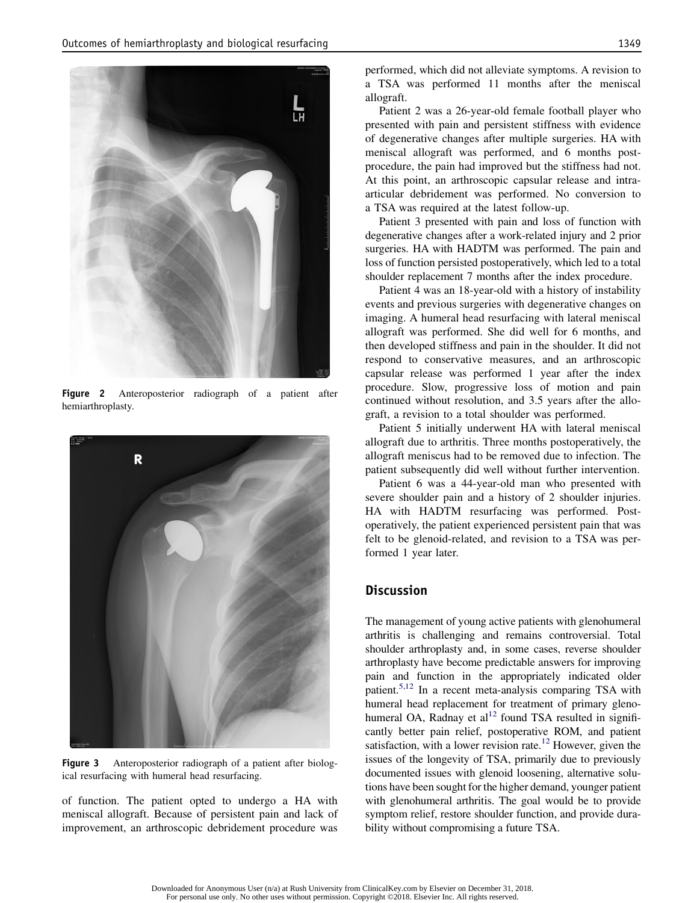Figure 2 Anteroposterior radiograph of a patient after hemiarthroplasty.

Figure 3 Anteroposterior radiograph of a patient after biological resurfacing with humeral head resurfacing.

of function. The patient opted to undergo a HA with meniscal allograft. Because of persistent pain and lack of improvement, an arthroscopic debridement procedure was performed, which did not alleviate symptoms. A revision to a TSA was performed 11 months after the meniscal allograft.

Patient 2 was a 26-year-old female football player who presented with pain and persistent stiffness with evidence of degenerative changes after multiple surgeries. HA with meniscal allograft was performed, and 6 months postprocedure, the pain had improved but the stiffness had not. At this point, an arthroscopic capsular release and intraarticular debridement was performed. No conversion to a TSA was required at the latest follow-up.

Patient 3 presented with pain and loss of function with degenerative changes after a work-related injury and 2 prior surgeries. HA with HADTM was performed. The pain and loss of function persisted postoperatively, which led to a total shoulder replacement 7 months after the index procedure.

Patient 4 was an 18-year-old with a history of instability events and previous surgeries with degenerative changes on imaging. A humeral head resurfacing with lateral meniscal allograft was performed. She did well for 6 months, and then developed stiffness and pain in the shoulder. It did not respond to conservative measures, and an arthroscopic capsular release was performed 1 year after the index procedure. Slow, progressive loss of motion and pain continued without resolution, and 3.5 years after the allograft, a revision to a total shoulder was performed.

Patient 5 initially underwent HA with lateral meniscal allograft due to arthritis. Three months postoperatively, the allograft meniscus had to be removed due to infection. The patient subsequently did well without further intervention.

Patient 6 was a 44-year-old man who presented with severe shoulder pain and a history of 2 shoulder injuries. HA with HADTM resurfacing was performed. Postoperatively, the patient experienced persistent pain that was felt to be glenoid-related, and revision to a TSA was performed 1 year later.

## Discussion

The management of young active patients with glenohumeral arthritis is challenging and remains controversial. Total shoulder arthroplasty and, in some cases, reverse shoulder arthroplasty have become predictable answers for improving pain and function in the appropriately indicated older patient.[5,12] In a recent meta-analysis comparing TSA with humeral head replacement for treatment of primary glenohumeral OA, Radnay et al[12] found TSA resulted in significantly better pain relief, postoperative ROM, and patient satisfaction, with a lower revision rate.[12] However, given the issues of the longevity of TSA, primarily due to previously documented issues with glenoid loosening, alternative solutions have been sought for the higher demand, younger patient with glenohumeral arthritis. The goal would be to provide symptom relief, restore shoulder function, and provide durability without compromising a future TSA.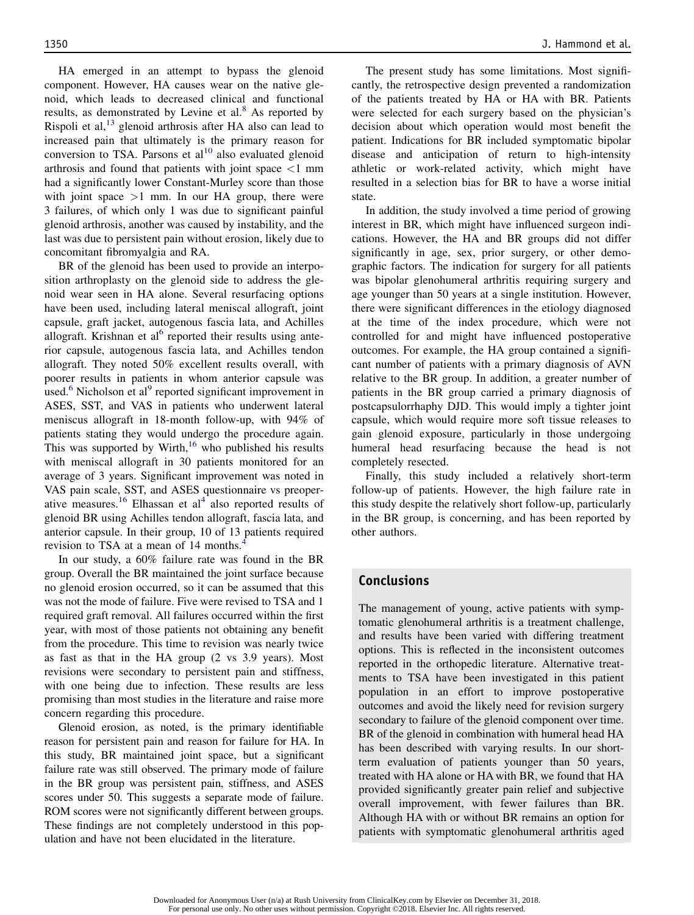HA emerged in an attempt to bypass the glenoid component. However, HA causes wear on the native glenoid, which leads to decreased clinical and functional results, as demonstrated by Levine et al.[8] As reported by Rispoli et al,[13] glenoid arthrosis after HA also can lead to increased pain that ultimately is the primary reason for conversion to TSA. Parsons et al[10] also evaluated glenoid arthrosis and found that patients with joint space <1 mm had a significantly lower Constant-Murley score than those with joint space >1 mm. In our HA group, there were 3 failures, of which only 1 was due to significant painful glenoid arthrosis, another was caused by instability, and the last was due to persistent pain without erosion, likely due to concomitant fibromyalgia and RA.

BR of the glenoid has been used to provide an interposition arthroplasty on the glenoid side to address the glenoid wear seen in HA alone. Several resurfacing options have been used, including lateral meniscal allograft, joint capsule, graft jacket, autogenous fascia lata, and Achilles allograft. Krishnan et al[6] reported their results using anterior capsule, autogenous fascia lata, and Achilles tendon allograft. They noted 50% excellent results overall, with poorer results in patients in whom anterior capsule was used.[6] Nicholson et al[9] reported significant improvement in ASES, SST, and VAS in patients who underwent lateral meniscus allograft in 18-month follow-up, with 94% of patients stating they would undergo the procedure again. This was supported by Wirth,[16] who published his results with meniscal allograft in 30 patients monitored for an average of 3 years. Significant improvement was noted in VAS pain scale, SST, and ASES questionnaire vs preoperative measures.[16] Elhassan et al[4] also reported results of glenoid BR using Achilles tendon allograft, fascia lata, and anterior capsule. In their group, 10 of 13 patients required revision to TSA at a mean of 14 months.[4]

In our study, a 60% failure rate was found in the BR group. Overall the BR maintained the joint surface because no glenoid erosion occurred, so it can be assumed that this was not the mode of failure. Five were revised to TSA and 1 required graft removal. All failures occurred within the first year, with most of those patients not obtaining any benefit from the procedure. This time to revision was nearly twice as fast as that in the HA group (2 vs 3.9 years). Most revisions were secondary to persistent pain and stiffness, with one being due to infection. These results are less promising than most studies in the literature and raise more concern regarding this procedure.

Glenoid erosion, as noted, is the primary identifiable reason for persistent pain and reason for failure for HA. In this study, BR maintained joint space, but a significant failure rate was still observed. The primary mode of failure in the BR group was persistent pain, stiffness, and ASES scores under 50. This suggests a separate mode of failure. ROM scores were not significantly different between groups. These findings are not completely understood in this population and have not been elucidated in the literature.

The present study has some limitations. Most significantly, the retrospective design prevented a randomization of the patients treated by HA or HA with BR. Patients were selected for each surgery based on the physician's decision about which operation would most benefit the patient. Indications for BR included symptomatic bipolar disease and anticipation of return to high-intensity athletic or work-related activity, which might have resulted in a selection bias for BR to have a worse initial state.

In addition, the study involved a time period of growing interest in BR, which might have influenced surgeon indications. However, the HA and BR groups did not differ significantly in age, sex, prior surgery, or other demographic factors. The indication for surgery for all patients was bipolar glenohumeral arthritis requiring surgery and age younger than 50 years at a single institution. However, there were significant differences in the etiology diagnosed at the time of the index procedure, which were not controlled for and might have influenced postoperative outcomes. For example, the HA group contained a significant number of patients with a primary diagnosis of AVN relative to the BR group. In addition, a greater number of patients in the BR group carried a primary diagnosis of postcapsulorrhaphy DJD. This would imply a tighter joint capsule, which would require more soft tissue releases to gain glenoid exposure, particularly in those undergoing humeral head resurfacing because the head is not completely resected.

Finally, this study included a relatively short-term follow-up of patients. However, the high failure rate in this study despite the relatively short follow-up, particularly in the BR group, is concerning, and has been reported by other authors.

## Conclusions

The management of young, active patients with symptomatic glenohumeral arthritis is a treatment challenge, and results have been varied with differing treatment options. This is reflected in the inconsistent outcomes reported in the orthopedic literature. Alternative treatments to TSA have been investigated in this patient population in an effort to improve postoperative outcomes and avoid the likely need for revision surgery secondary to failure of the glenoid component over time. BR of the glenoid in combination with humeral head HA has been described with varying results. In our short-term evaluation of patients younger than 50 years, treated with HA alone or HA with BR, we found that HA provided significantly greater pain relief and subjective overall improvement, with fewer failures than BR. Although HA with or without BR remains an option for patients with symptomatic glenohumeral arthritis aged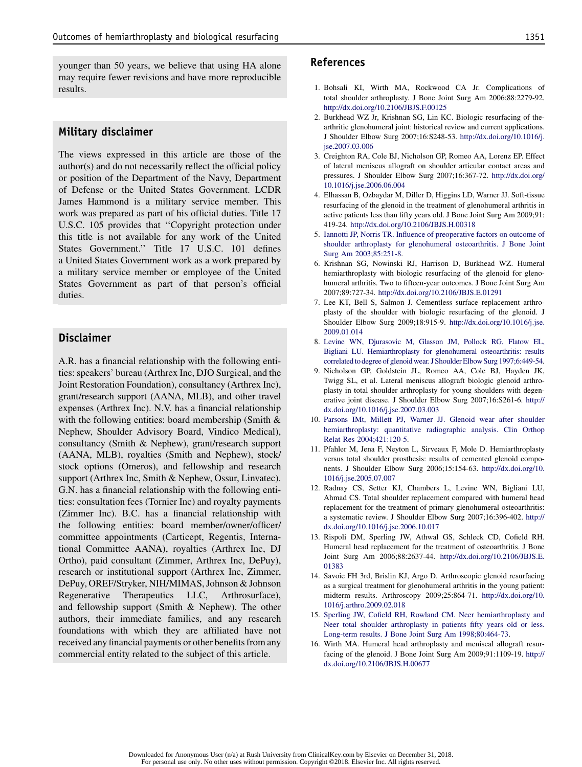younger than 50 years, we believe that using HA alone may require fewer revisions and have more reproducible results.

## Military disclaimer

The views expressed in this article are those of the author(s) and do not necessarily reflect the official policy or position of the Department of the Navy, Department of Defense or the United States Government. LCDR James Hammond is a military service member. This work was prepared as part of his official duties. Title 17 U.S.C. 105 provides that ''Copyright protection under this title is not available for any work of the United States Government.'' Title 17 U.S.C. 101 defines a United States Government work as a work prepared by a military service member or employee of the United States Government as part of that person's official duties.

## Disclaimer

A.R. has a financial relationship with the following entities: speakers' bureau (Arthrex Inc, DJO Surgical, and the Joint Restoration Foundation), consultancy (Arthrex Inc), grant/research support (AANA, MLB), and other travel expenses (Arthrex Inc). N.V. has a financial relationship with the following entities: board membership (Smith & Nephew, Shoulder Advisory Board, Vindico Medical), consultancy (Smith & Nephew), grant/research support (AANA, MLB), royalties (Smith and Nephew), stock/stock options (Omeros), and fellowship and research support (Arthrex Inc, Smith & Nephew, Ossur, Linvatec). G.N. has a financial relationship with the following entities: consultation fees (Tornier Inc) and royalty payments (Zimmer Inc). B.C. has a financial relationship with the following entities: board member/owner/officer/committee appointments (Carticept, Regentis, International Committee AANA), royalties (Arthrex Inc, DJ Ortho), paid consultant (Zimmer, Arthrex Inc, DePuy), research or institutional support (Arthrex Inc, Zimmer, DePuy, OREF/Stryker, NIH/MIMAS, Johnson & Johnson Regenerative Therapeutics LLC, Arthrosurface), and fellowship support (Smith & Nephew). The other authors, their immediate families, and any research foundations with which they are affiliated have not received any financial payments or other benefits from any commercial entity related to the subject of this article.

## References

1. Bohsali KI, Wirth MA, Rockwood CA Jr. Complications of total shoulder arthroplasty. J Bone Joint Surg Am 2006;88:2279-92. http://dx.doi.org/10.2106/JBJS.F.00125
2. Burkhead WZ Jr, Krishnan SG, Lin KC. Biologic resurfacing of the arthritic glenohumeral joint: historical review and current applications. J Shoulder Elbow Surg 2007;16:S248-53. http://dx.doi.org/10.1016/j.jse.2007.03.006
3. Creighton RA, Cole BJ, Nicholson GP, Romeo AA, Lorenz EP. Effect of lateral meniscus allograft on shoulder articular contact areas and pressures. J Shoulder Elbow Surg 2007;16:367-72. http://dx.doi.org/10.1016/j.jse.2006.06.004
4. Elhassan B, Ozbaydar M, Diller D, Higgins LD, Warner JJ. Soft-tissue resurfacing of the glenoid in the treatment of glenohumeral arthritis in active patients less than fifty years old. J Bone Joint Surg Am 2009;91:419-24. http://dx.doi.org/10.2106/JBJS.H.00318
5. Iannotti JP, Norris TR. Influence of preoperative factors on outcome of shoulder arthroplasty for glenohumeral osteoarthritis. J Bone Joint Surg Am 2003;85:251-8.
6. Krishnan SG, Nowinski RJ, Harrison D, Burkhead WZ. Humeral hemiarthroplasty with biologic resurfacing of the glenoid for glenohumeral arthritis. Two to fifteen-year outcomes. J Bone Joint Surg Am 2007;89:727-34. http://dx.doi.org/10.2106/JBJS.E.01291
7. Lee KT, Bell S, Salmon J. Cementless surface replacement arthroplasty of the shoulder with biologic resurfacing of the glenoid. J Shoulder Elbow Surg 2009;18:915-9. http://dx.doi.org/10.1016/j.jse.2009.01.014
8. Levine WN, Djurasovic M, Glasson JM, Pollock RG, Flatow EL, Bigliani LU. Hemiarthroplasty for glenohumeral osteoarthritis: results correlated to degree of glenoid wear. J Shoulder Elbow Surg 1997;6:449-54.
9. Nicholson GP, Goldstein JL, Romeo AA, Cole BJ, Hayden JK, Twigg SL, et al. Lateral meniscus allograft biologic glenoid arthroplasty in total shoulder arthroplasty for young shoulders with degenerative joint disease. J Shoulder Elbow Surg 2007;16:S261-6. http://dx.doi.org/10.1016/j.jse.2007.03.003
10. Parsons IMt, Millett PJ, Warner JJ. Glenoid wear after shoulder hemiarthroplasty: quantitative radiographic analysis. Clin Orthop Relat Res 2004;421:120-5.
11. Pfahler M, Jena F, Neyton L, Sirveaux F, Mole D. Hemiarthroplasty versus total shoulder prosthesis: results of cemented glenoid components. J Shoulder Elbow Surg 2006;15:154-63. http://dx.doi.org/10.1016/j.jse.2005.07.007
12. Radnay CS, Setter KJ, Chambers L, Levine WN, Bigliani LU, Ahmad CS. Total shoulder replacement compared with humeral head replacement for the treatment of primary glenohumeral osteoarthritis: a systematic review. J Shoulder Elbow Surg 2007;16:396-402. http://dx.doi.org/10.1016/j.jse.2006.10.017
13. Rispoli DM, Sperling JW, Athwal GS, Schleck CD, Cofield RH. Humeral head replacement for the treatment of osteoarthritis. J Bone Joint Surg Am 2006;88:2637-44. http://dx.doi.org/10.2106/JBJS.E.01383
14. Savoie FH 3rd, Brislin KJ, Argo D. Arthroscopic glenoid resurfacing as a surgical treatment for glenohumeral arthritis in the young patient: midterm results. Arthroscopy 2009;25:864-71. http://dx.doi.org/10.1016/j.arthro.2009.02.018
15. Sperling JW, Cofield RH, Rowland CM. Neer hemiarthroplasty and Neer total shoulder arthroplasty in patients fifty years old or less. Long-term results. J Bone Joint Surg Am 1998;80:464-73.
16. Wirth MA. Humeral head arthroplasty and meniscal allograft resurfacing of the glenoid. J Bone Joint Surg Am 2009;91:1109-19. http://dx.doi.org/10.2106/JBJS.H.00677